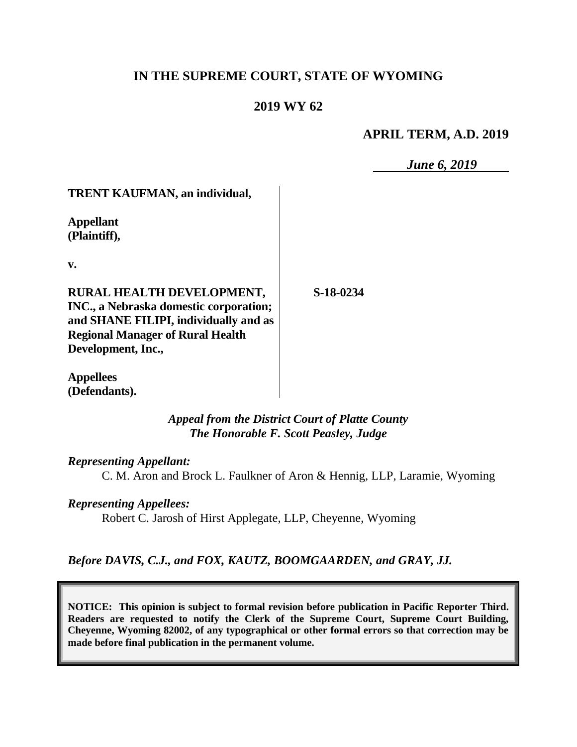**IN THE SUPREME COURT, STATE OF WYOMING**

**2019 WY 62**

**APRIL TERM, A.D. 2019**

*June 6, 2019*

**TRENT KAUFMAN, an individual,**

**Appellant (Plaintiff),**

**v.**

**RURAL HEALTH DEVELOPMENT, INC., a Nebraska domestic corporation; and SHANE FILIPI, individually and as Regional Manager of Rural Health Development, Inc.,**

**Appellees (Defendants).**

**S-18-0234**

*Appeal from the District Court of Platte County*
*The Honorable F. Scott Peasley, Judge*

*Representing Appellant:*

C. M. Aron and Brock L. Faulkner of Aron & Hennig, LLP, Laramie, Wyoming

*Representing Appellees:*

Robert C. Jarosh of Hirst Applegate, LLP, Cheyenne, Wyoming

*Before DAVIS, C.J., and FOX, KAUTZ, BOOMGAARDEN, and GRAY, JJ.*

**NOTICE: This opinion is subject to formal revision before publication in Pacific Reporter Third. Readers are requested to notify the Clerk of the Supreme Court, Supreme Court Building, Cheyenne, Wyoming 82002, of any typographical or other formal errors so that correction may be made before final publication in the permanent volume.**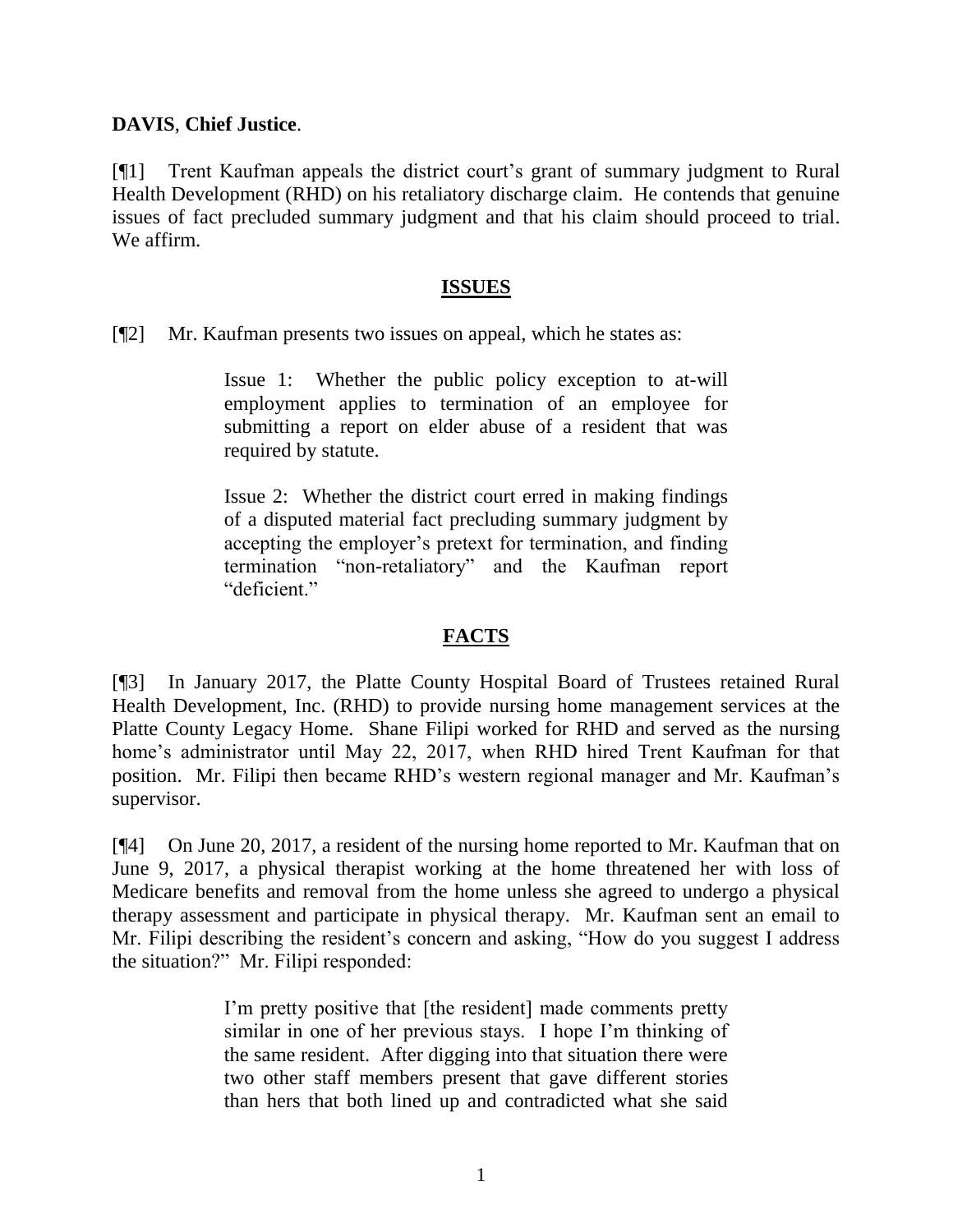**DAVIS**, **Chief Justice**.

[¶1] Trent Kaufman appeals the district court's grant of summary judgment to Rural Health Development (RHD) on his retaliatory discharge claim. He contends that genuine issues of fact precluded summary judgment and that his claim should proceed to trial. We affirm.

## ISSUES

[¶2] Mr. Kaufman presents two issues on appeal, which he states as:

> Issue 1: Whether the public policy exception to at-will employment applies to termination of an employee for submitting a report on elder abuse of a resident that was required by statute.
>
> Issue 2: Whether the district court erred in making findings of a disputed material fact precluding summary judgment by accepting the employer's pretext for termination, and finding termination "non-retaliatory" and the Kaufman report "deficient."

## FACTS

[¶3] In January 2017, the Platte County Hospital Board of Trustees retained Rural Health Development, Inc. (RHD) to provide nursing home management services at the Platte County Legacy Home. Shane Filipi worked for RHD and served as the nursing home's administrator until May 22, 2017, when RHD hired Trent Kaufman for that position. Mr. Filipi then became RHD's western regional manager and Mr. Kaufman's supervisor.

[¶4] On June 20, 2017, a resident of the nursing home reported to Mr. Kaufman that on June 9, 2017, a physical therapist working at the home threatened her with loss of Medicare benefits and removal from the home unless she agreed to undergo a physical therapy assessment and participate in physical therapy. Mr. Kaufman sent an email to Mr. Filipi describing the resident's concern and asking, "How do you suggest I address the situation?" Mr. Filipi responded:

> I'm pretty positive that [the resident] made comments pretty similar in one of her previous stays. I hope I'm thinking of the same resident. After digging into that situation there were two other staff members present that gave different stories than hers that both lined up and contradicted what she said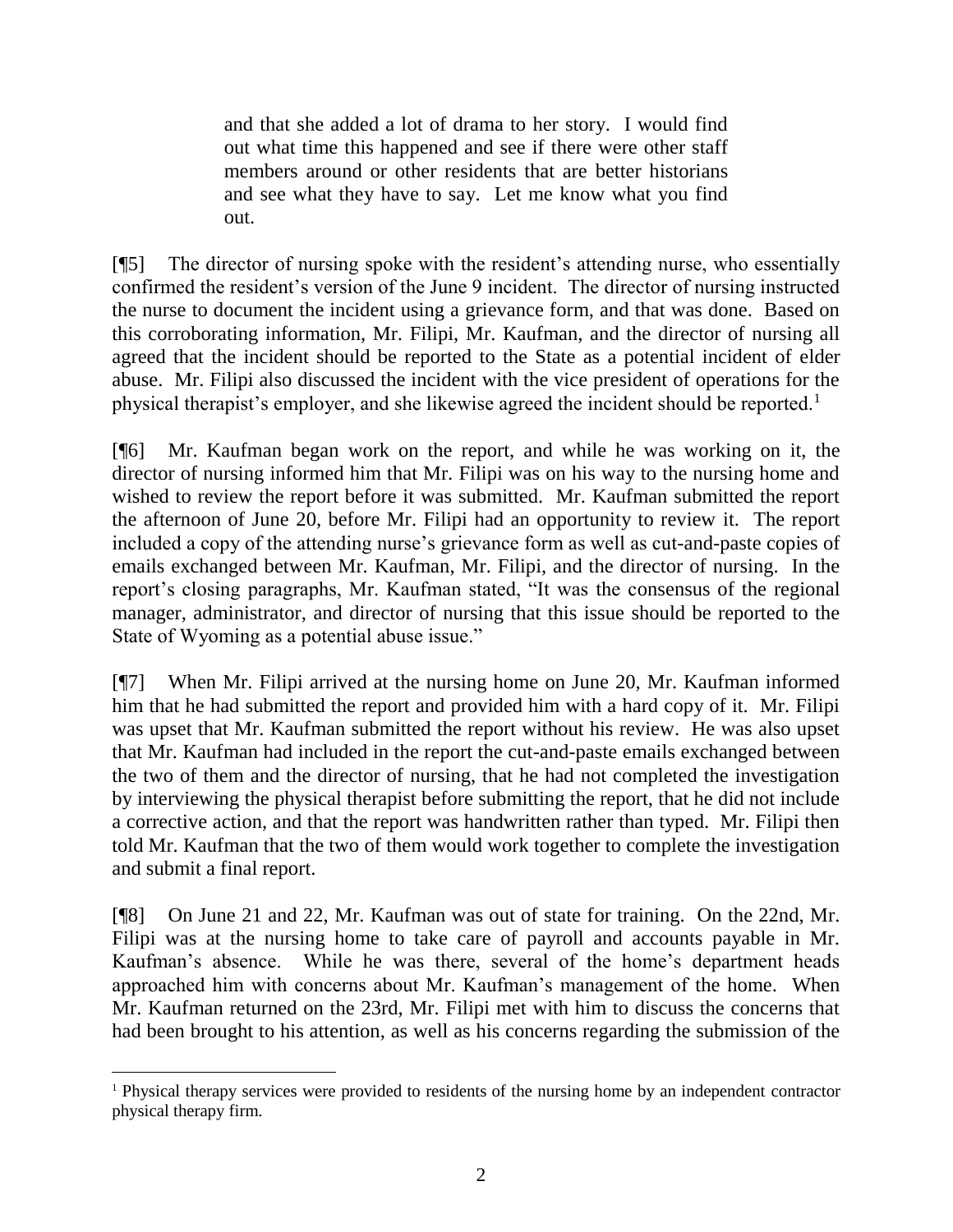> and that she added a lot of drama to her story. I would find out what time this happened and see if there were other staff members around or other residents that are better historians and see what they have to say. Let me know what you find out.

[¶5] The director of nursing spoke with the resident's attending nurse, who essentially confirmed the resident's version of the June 9 incident. The director of nursing instructed the nurse to document the incident using a grievance form, and that was done. Based on this corroborating information, Mr. Filipi, Mr. Kaufman, and the director of nursing all agreed that the incident should be reported to the State as a potential incident of elder abuse. Mr. Filipi also discussed the incident with the vice president of operations for the physical therapist's employer, and she likewise agreed the incident should be reported.[1]

[¶6] Mr. Kaufman began work on the report, and while he was working on it, the director of nursing informed him that Mr. Filipi was on his way to the nursing home and wished to review the report before it was submitted. Mr. Kaufman submitted the report the afternoon of June 20, before Mr. Filipi had an opportunity to review it. The report included a copy of the attending nurse's grievance form as well as cut-and-paste copies of emails exchanged between Mr. Kaufman, Mr. Filipi, and the director of nursing. In the report's closing paragraphs, Mr. Kaufman stated, "It was the consensus of the regional manager, administrator, and director of nursing that this issue should be reported to the State of Wyoming as a potential abuse issue."

[¶7] When Mr. Filipi arrived at the nursing home on June 20, Mr. Kaufman informed him that he had submitted the report and provided him with a hard copy of it. Mr. Filipi was upset that Mr. Kaufman submitted the report without his review. He was also upset that Mr. Kaufman had included in the report the cut-and-paste emails exchanged between the two of them and the director of nursing, that he had not completed the investigation by interviewing the physical therapist before submitting the report, that he did not include a corrective action, and that the report was handwritten rather than typed. Mr. Filipi then told Mr. Kaufman that the two of them would work together to complete the investigation and submit a final report.

[¶8] On June 21 and 22, Mr. Kaufman was out of state for training. On the 22nd, Mr. Filipi was at the nursing home to take care of payroll and accounts payable in Mr. Kaufman's absence. While he was there, several of the home's department heads approached him with concerns about Mr. Kaufman's management of the home. When Mr. Kaufman returned on the 23rd, Mr. Filipi met with him to discuss the concerns that had been brought to his attention, as well as his concerns regarding the submission of the

[1] Physical therapy services were provided to residents of the nursing home by an independent contractor physical therapy firm.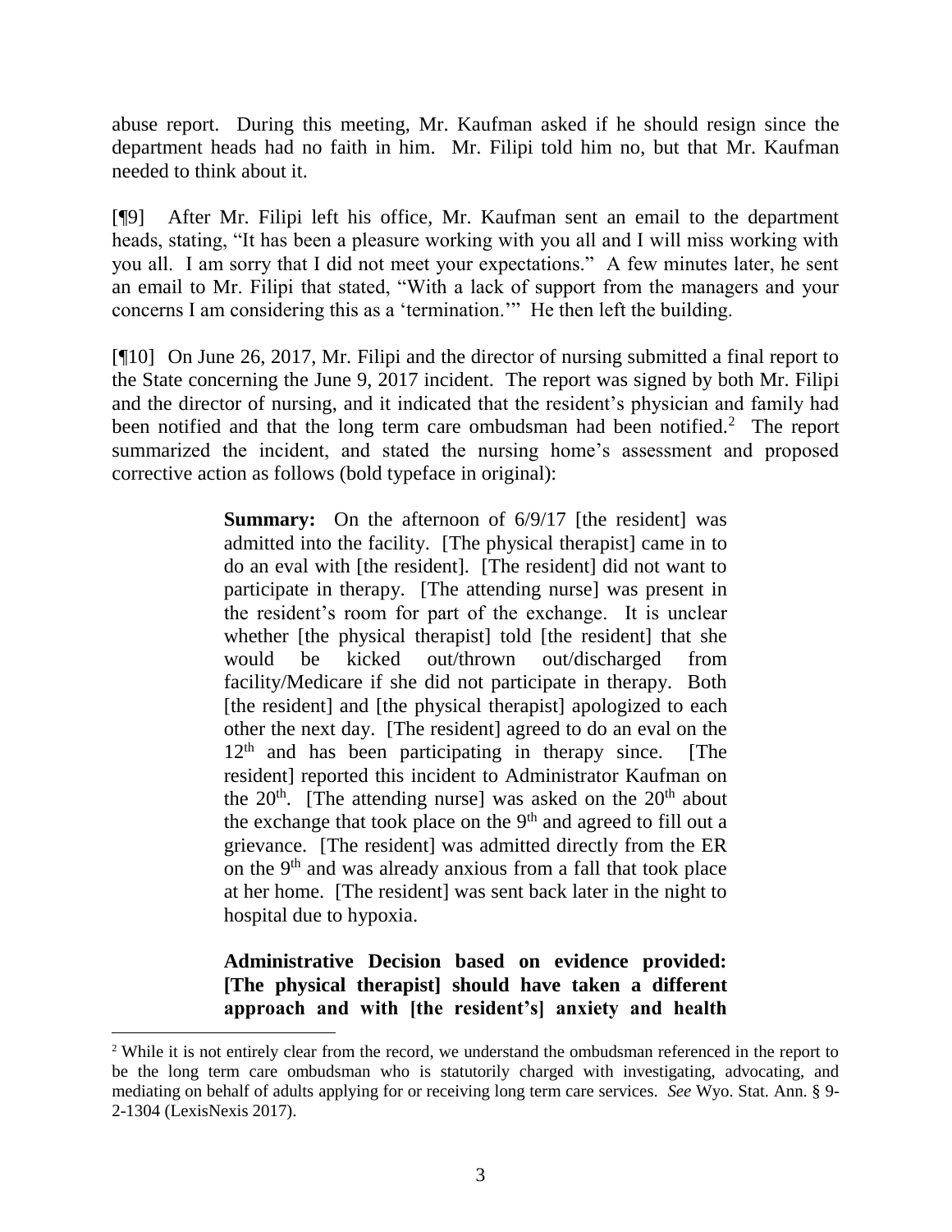abuse report. During this meeting, Mr. Kaufman asked if he should resign since the department heads had no faith in him. Mr. Filipi told him no, but that Mr. Kaufman needed to think about it.

[¶9] After Mr. Filipi left his office, Mr. Kaufman sent an email to the department heads, stating, "It has been a pleasure working with you all and I will miss working with you all. I am sorry that I did not meet your expectations." A few minutes later, he sent an email to Mr. Filipi that stated, "With a lack of support from the managers and your concerns I am considering this as a 'termination.'" He then left the building.

[¶10] On June 26, 2017, Mr. Filipi and the director of nursing submitted a final report to the State concerning the June 9, 2017 incident. The report was signed by both Mr. Filipi and the director of nursing, and it indicated that the resident's physician and family had been notified and that the long term care ombudsman had been notified.[2] The report summarized the incident, and stated the nursing home's assessment and proposed corrective action as follows (bold typeface in original):

> **Summary:** On the afternoon of 6/9/17 [the resident] was admitted into the facility. [The physical therapist] came in to do an eval with [the resident]. [The resident] did not want to participate in therapy. [The attending nurse] was present in the resident's room for part of the exchange. It is unclear whether [the physical therapist] told [the resident] that she would be kicked out/thrown out/discharged from facility/Medicare if she did not participate in therapy. Both [the resident] and [the physical therapist] apologized to each other the next day. [The resident] agreed to do an eval on the 12th and has been participating in therapy since. [The resident] reported this incident to Administrator Kaufman on the 20th. [The attending nurse] was asked on the 20th about the exchange that took place on the 9th and agreed to fill out a grievance. [The resident] was admitted directly from the ER on the 9th and was already anxious from a fall that took place at her home. [The resident] was sent back later in the night to hospital due to hypoxia.
>
> **Administrative Decision based on evidence provided: [The physical therapist] should have taken a different approach and with [the resident's] anxiety and health**

[2] While it is not entirely clear from the record, we understand the ombudsman referenced in the report to be the long term care ombudsman who is statutorily charged with investigating, advocating, and mediating on behalf of adults applying for or receiving long term care services. *See* Wyo. Stat. Ann. § 9-2-1304 (LexisNexis 2017).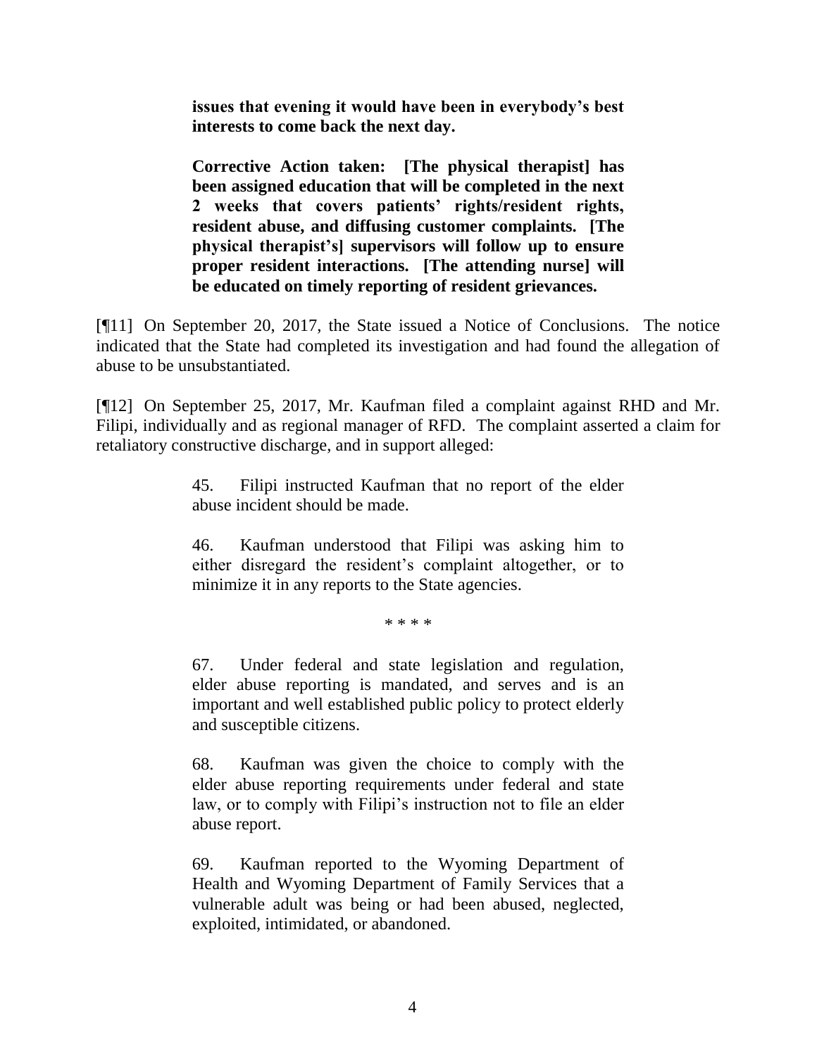> **issues that evening it would have been in everybody's best interests to come back the next day.**
>
> **Corrective Action taken: [The physical therapist] has been assigned education that will be completed in the next 2 weeks that covers patients' rights/resident rights, resident abuse, and diffusing customer complaints. [The physical therapist's] supervisors will follow up to ensure proper resident interactions. [The attending nurse] will be educated on timely reporting of resident grievances.**

[¶11] On September 20, 2017, the State issued a Notice of Conclusions. The notice indicated that the State had completed its investigation and had found the allegation of abuse to be unsubstantiated.

[¶12] On September 25, 2017, Mr. Kaufman filed a complaint against RHD and Mr. Filipi, individually and as regional manager of RFD. The complaint asserted a claim for retaliatory constructive discharge, and in support alleged:

> 45. Filipi instructed Kaufman that no report of the elder abuse incident should be made.
>
> 46. Kaufman understood that Filipi was asking him to either disregard the resident's complaint altogether, or to minimize it in any reports to the State agencies.
>
> \* \* \* \*
>
> 67. Under federal and state legislation and regulation, elder abuse reporting is mandated, and serves and is an important and well established public policy to protect elderly and susceptible citizens.
>
> 68. Kaufman was given the choice to comply with the elder abuse reporting requirements under federal and state law, or to comply with Filipi's instruction not to file an elder abuse report.
>
> 69. Kaufman reported to the Wyoming Department of Health and Wyoming Department of Family Services that a vulnerable adult was being or had been abused, neglected, exploited, intimidated, or abandoned.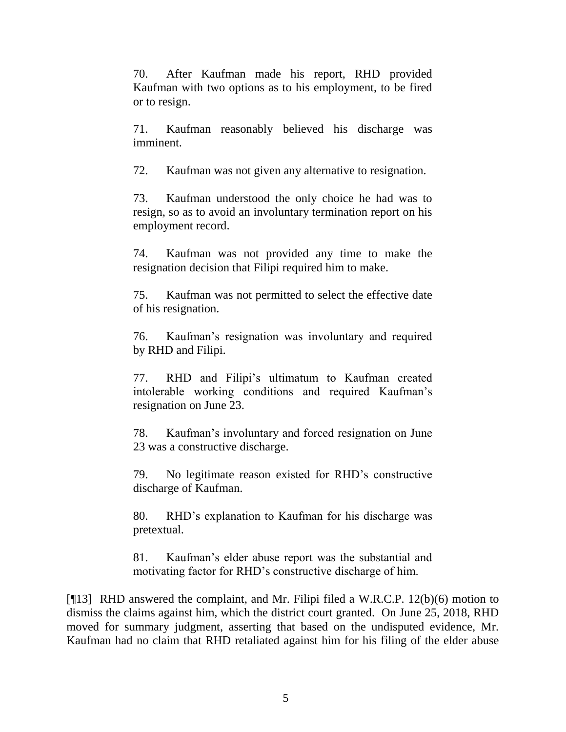> 70. After Kaufman made his report, RHD provided Kaufman with two options as to his employment, to be fired or to resign.
>
> 71. Kaufman reasonably believed his discharge was imminent.
>
> 72. Kaufman was not given any alternative to resignation.
>
> 73. Kaufman understood the only choice he had was to resign, so as to avoid an involuntary termination report on his employment record.
>
> 74. Kaufman was not provided any time to make the resignation decision that Filipi required him to make.
>
> 75. Kaufman was not permitted to select the effective date of his resignation.
>
> 76. Kaufman's resignation was involuntary and required by RHD and Filipi.
>
> 77. RHD and Filipi's ultimatum to Kaufman created intolerable working conditions and required Kaufman's resignation on June 23.
>
> 78. Kaufman's involuntary and forced resignation on June 23 was a constructive discharge.
>
> 79. No legitimate reason existed for RHD's constructive discharge of Kaufman.
>
> 80. RHD's explanation to Kaufman for his discharge was pretextual.
>
> 81. Kaufman's elder abuse report was the substantial and motivating factor for RHD's constructive discharge of him.

[¶13] RHD answered the complaint, and Mr. Filipi filed a W.R.C.P. 12(b)(6) motion to dismiss the claims against him, which the district court granted. On June 25, 2018, RHD moved for summary judgment, asserting that based on the undisputed evidence, Mr. Kaufman had no claim that RHD retaliated against him for his filing of the elder abuse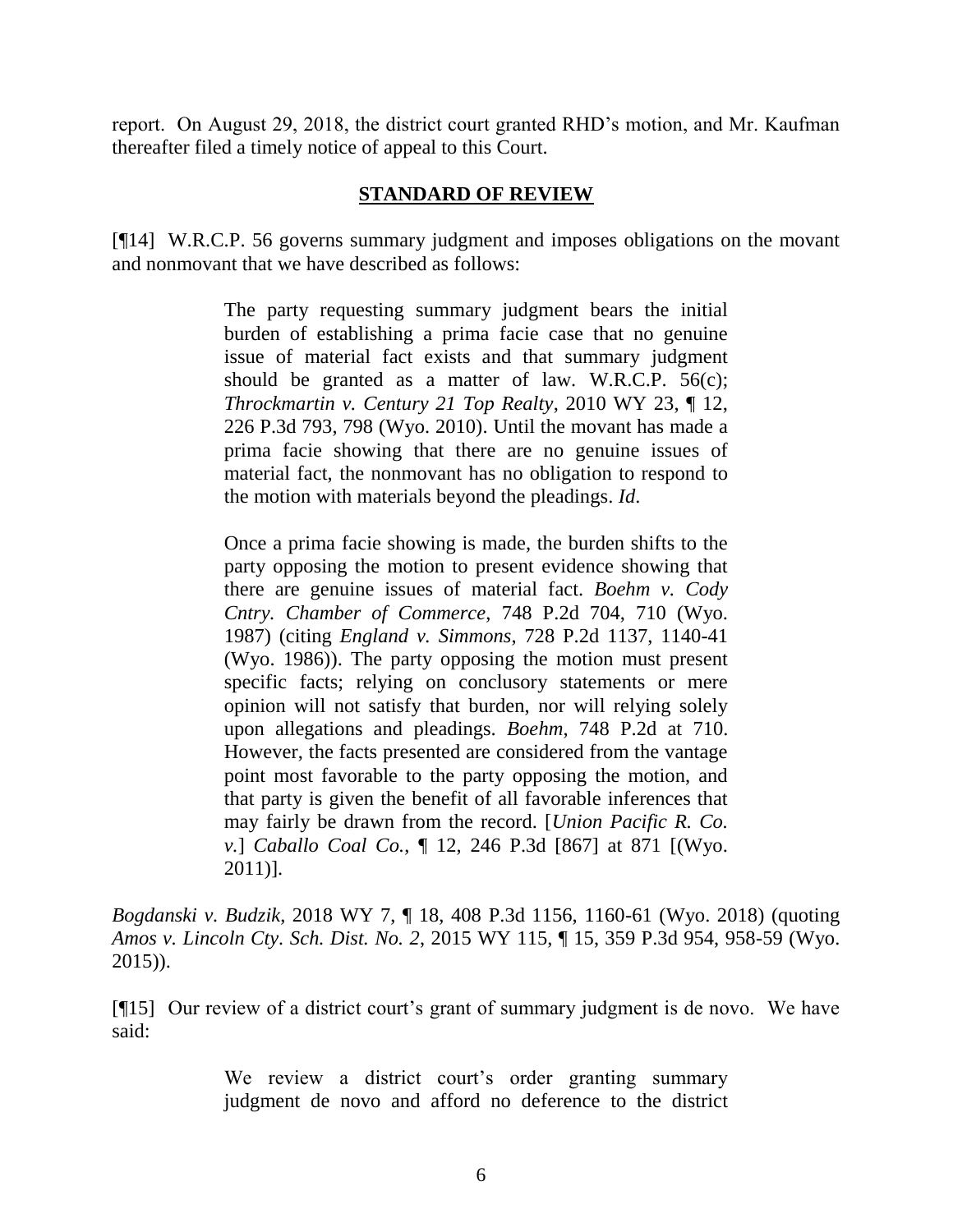report. On August 29, 2018, the district court granted RHD's motion, and Mr. Kaufman thereafter filed a timely notice of appeal to this Court.

## STANDARD OF REVIEW

[¶14] W.R.C.P. 56 governs summary judgment and imposes obligations on the movant and nonmovant that we have described as follows:

> The party requesting summary judgment bears the initial burden of establishing a prima facie case that no genuine issue of material fact exists and that summary judgment should be granted as a matter of law. W.R.C.P. 56(c); *Throckmartin v. Century 21 Top Realty*, 2010 WY 23, ¶ 12, 226 P.3d 793, 798 (Wyo. 2010). Until the movant has made a prima facie showing that there are no genuine issues of material fact, the nonmovant has no obligation to respond to the motion with materials beyond the pleadings. *Id*.
>
> Once a prima facie showing is made, the burden shifts to the party opposing the motion to present evidence showing that there are genuine issues of material fact. *Boehm v. Cody Cntry. Chamber of Commerce*, 748 P.2d 704, 710 (Wyo. 1987) (citing *England v. Simmons*, 728 P.2d 1137, 1140-41 (Wyo. 1986)). The party opposing the motion must present specific facts; relying on conclusory statements or mere opinion will not satisfy that burden, nor will relying solely upon allegations and pleadings. *Boehm*, 748 P.2d at 710. However, the facts presented are considered from the vantage point most favorable to the party opposing the motion, and that party is given the benefit of all favorable inferences that may fairly be drawn from the record. [*Union Pacific R. Co. v.*] *Caballo Coal Co.*, ¶ 12, 246 P.3d [867] at 871 [(Wyo. 2011)].

*Bogdanski v. Budzik*, 2018 WY 7, ¶ 18, 408 P.3d 1156, 1160-61 (Wyo. 2018) (quoting *Amos v. Lincoln Cty. Sch. Dist. No. 2*, 2015 WY 115, ¶ 15, 359 P.3d 954, 958-59 (Wyo. 2015)).

[¶15] Our review of a district court's grant of summary judgment is de novo. We have said:

> We review a district court's order granting summary judgment de novo and afford no deference to the district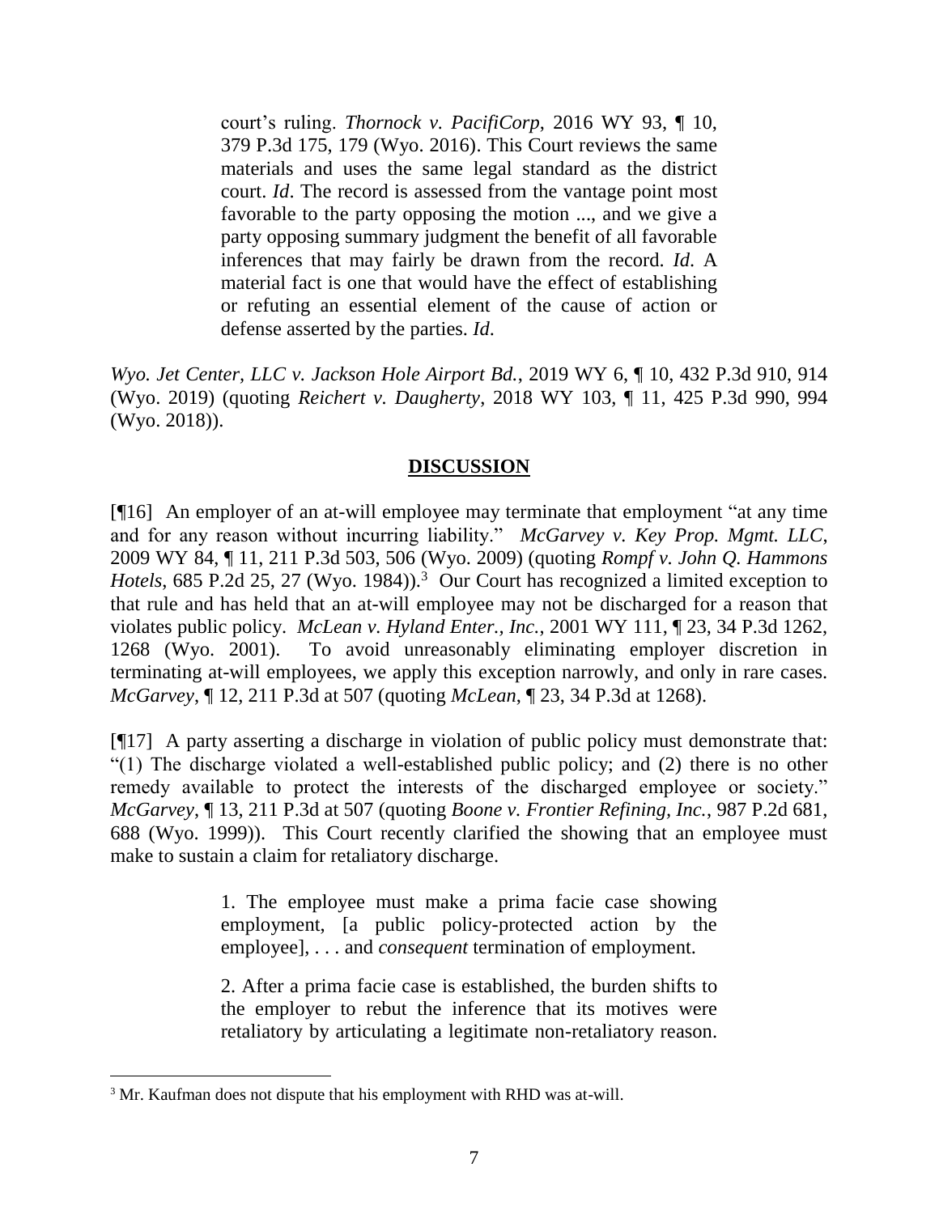> court's ruling. *Thornock v. PacifiCorp*, 2016 WY 93, ¶ 10, 379 P.3d 175, 179 (Wyo. 2016). This Court reviews the same materials and uses the same legal standard as the district court. *Id*. The record is assessed from the vantage point most favorable to the party opposing the motion ..., and we give a party opposing summary judgment the benefit of all favorable inferences that may fairly be drawn from the record. *Id*. A material fact is one that would have the effect of establishing or refuting an essential element of the cause of action or defense asserted by the parties. *Id*.

*Wyo. Jet Center, LLC v. Jackson Hole Airport Bd.*, 2019 WY 6, ¶ 10, 432 P.3d 910, 914 (Wyo. 2019) (quoting *Reichert v. Daugherty*, 2018 WY 103, ¶ 11, 425 P.3d 990, 994 (Wyo. 2018)).

## DISCUSSION

[¶16] An employer of an at-will employee may terminate that employment "at any time and for any reason without incurring liability." *McGarvey v. Key Prop. Mgmt. LLC*, 2009 WY 84, ¶ 11, 211 P.3d 503, 506 (Wyo. 2009) (quoting *Rompf v. John Q. Hammons Hotels*, 685 P.2d 25, 27 (Wyo. 1984)).[3] Our Court has recognized a limited exception to that rule and has held that an at-will employee may not be discharged for a reason that violates public policy. *McLean v. Hyland Enter., Inc.*, 2001 WY 111, ¶ 23, 34 P.3d 1262, 1268 (Wyo. 2001). To avoid unreasonably eliminating employer discretion in terminating at-will employees, we apply this exception narrowly, and only in rare cases. *McGarvey*, ¶ 12, 211 P.3d at 507 (quoting *McLean*, ¶ 23, 34 P.3d at 1268).

[¶17] A party asserting a discharge in violation of public policy must demonstrate that: "(1) The discharge violated a well-established public policy; and (2) there is no other remedy available to protect the interests of the discharged employee or society." *McGarvey*, ¶ 13, 211 P.3d at 507 (quoting *Boone v. Frontier Refining, Inc.*, 987 P.2d 681, 688 (Wyo. 1999)). This Court recently clarified the showing that an employee must make to sustain a claim for retaliatory discharge.

> 1. The employee must make a prima facie case showing employment, [a public policy-protected action by the employee], . . . and *consequent* termination of employment.
>
> 2. After a prima facie case is established, the burden shifts to the employer to rebut the inference that its motives were retaliatory by articulating a legitimate non-retaliatory reason.

---

[3] Mr. Kaufman does not dispute that his employment with RHD was at-will.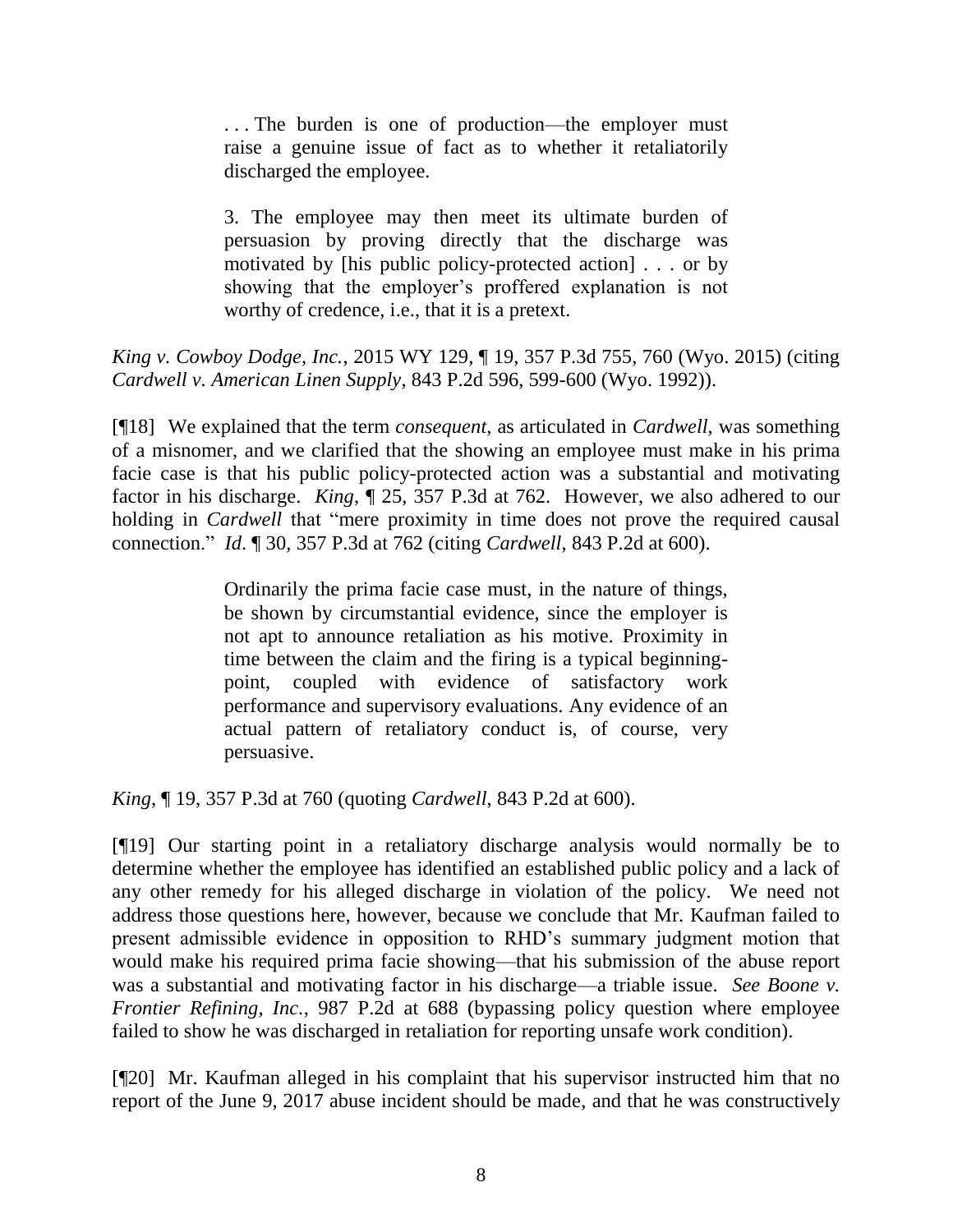> . . . The burden is one of production—the employer must raise a genuine issue of fact as to whether it retaliatorily discharged the employee.
>
> 3. The employee may then meet its ultimate burden of persuasion by proving directly that the discharge was motivated by [his public policy-protected action] . . . or by showing that the employer's proffered explanation is not worthy of credence, i.e., that it is a pretext.

*King v. Cowboy Dodge, Inc.*, 2015 WY 129, ¶ 19, 357 P.3d 755, 760 (Wyo. 2015) (citing *Cardwell v. American Linen Supply*, 843 P.2d 596, 599-600 (Wyo. 1992)).

[¶18] We explained that the term *consequent*, as articulated in *Cardwell*, was something of a misnomer, and we clarified that the showing an employee must make in his prima facie case is that his public policy-protected action was a substantial and motivating factor in his discharge. *King*, ¶ 25, 357 P.3d at 762. However, we also adhered to our holding in *Cardwell* that "mere proximity in time does not prove the required causal connection." *Id*. ¶ 30, 357 P.3d at 762 (citing *Cardwell*, 843 P.2d at 600).

> Ordinarily the prima facie case must, in the nature of things, be shown by circumstantial evidence, since the employer is not apt to announce retaliation as his motive. Proximity in time between the claim and the firing is a typical beginning-point, coupled with evidence of satisfactory work performance and supervisory evaluations. Any evidence of an actual pattern of retaliatory conduct is, of course, very persuasive.

*King*, ¶ 19, 357 P.3d at 760 (quoting *Cardwell*, 843 P.2d at 600).

[¶19] Our starting point in a retaliatory discharge analysis would normally be to determine whether the employee has identified an established public policy and a lack of any other remedy for his alleged discharge in violation of the policy. We need not address those questions here, however, because we conclude that Mr. Kaufman failed to present admissible evidence in opposition to RHD's summary judgment motion that would make his required prima facie showing—that his submission of the abuse report was a substantial and motivating factor in his discharge—a triable issue. *See Boone v. Frontier Refining, Inc.*, 987 P.2d at 688 (bypassing policy question where employee failed to show he was discharged in retaliation for reporting unsafe work condition).

[¶20] Mr. Kaufman alleged in his complaint that his supervisor instructed him that no report of the June 9, 2017 abuse incident should be made, and that he was constructively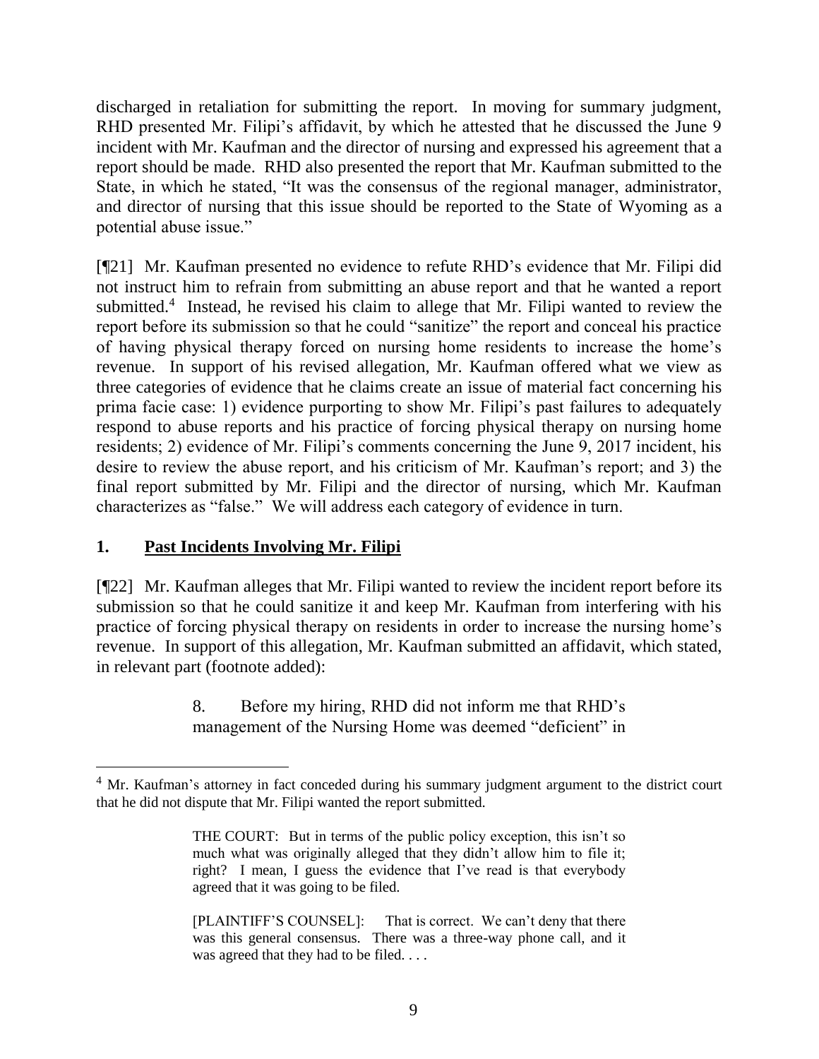discharged in retaliation for submitting the report. In moving for summary judgment, RHD presented Mr. Filipi's affidavit, by which he attested that he discussed the June 9 incident with Mr. Kaufman and the director of nursing and expressed his agreement that a report should be made. RHD also presented the report that Mr. Kaufman submitted to the State, in which he stated, "It was the consensus of the regional manager, administrator, and director of nursing that this issue should be reported to the State of Wyoming as a potential abuse issue."

[¶21] Mr. Kaufman presented no evidence to refute RHD's evidence that Mr. Filipi did not instruct him to refrain from submitting an abuse report and that he wanted a report submitted.[4] Instead, he revised his claim to allege that Mr. Filipi wanted to review the report before its submission so that he could "sanitize" the report and conceal his practice of having physical therapy forced on nursing home residents to increase the home's revenue. In support of his revised allegation, Mr. Kaufman offered what we view as three categories of evidence that he claims create an issue of material fact concerning his prima facie case: 1) evidence purporting to show Mr. Filipi's past failures to adequately respond to abuse reports and his practice of forcing physical therapy on nursing home residents; 2) evidence of Mr. Filipi's comments concerning the June 9, 2017 incident, his desire to review the abuse report, and his criticism of Mr. Kaufman's report; and 3) the final report submitted by Mr. Filipi and the director of nursing, which Mr. Kaufman characterizes as "false." We will address each category of evidence in turn.

## 1. Past Incidents Involving Mr. Filipi

[¶22] Mr. Kaufman alleges that Mr. Filipi wanted to review the incident report before its submission so that he could sanitize it and keep Mr. Kaufman from interfering with his practice of forcing physical therapy on residents in order to increase the nursing home's revenue. In support of this allegation, Mr. Kaufman submitted an affidavit, which stated, in relevant part (footnote added):

> 8. Before my hiring, RHD did not inform me that RHD's management of the Nursing Home was deemed "deficient" in

---

[4] Mr. Kaufman's attorney in fact conceded during his summary judgment argument to the district court that he did not dispute that Mr. Filipi wanted the report submitted.

> THE COURT: But in terms of the public policy exception, this isn't so much what was originally alleged that they didn't allow him to file it; right? I mean, I guess the evidence that I've read is that everybody agreed that it was going to be filed.
>
> [PLAINTIFF'S COUNSEL]: That is correct. We can't deny that there was this general consensus. There was a three-way phone call, and it was agreed that they had to be filed. . . .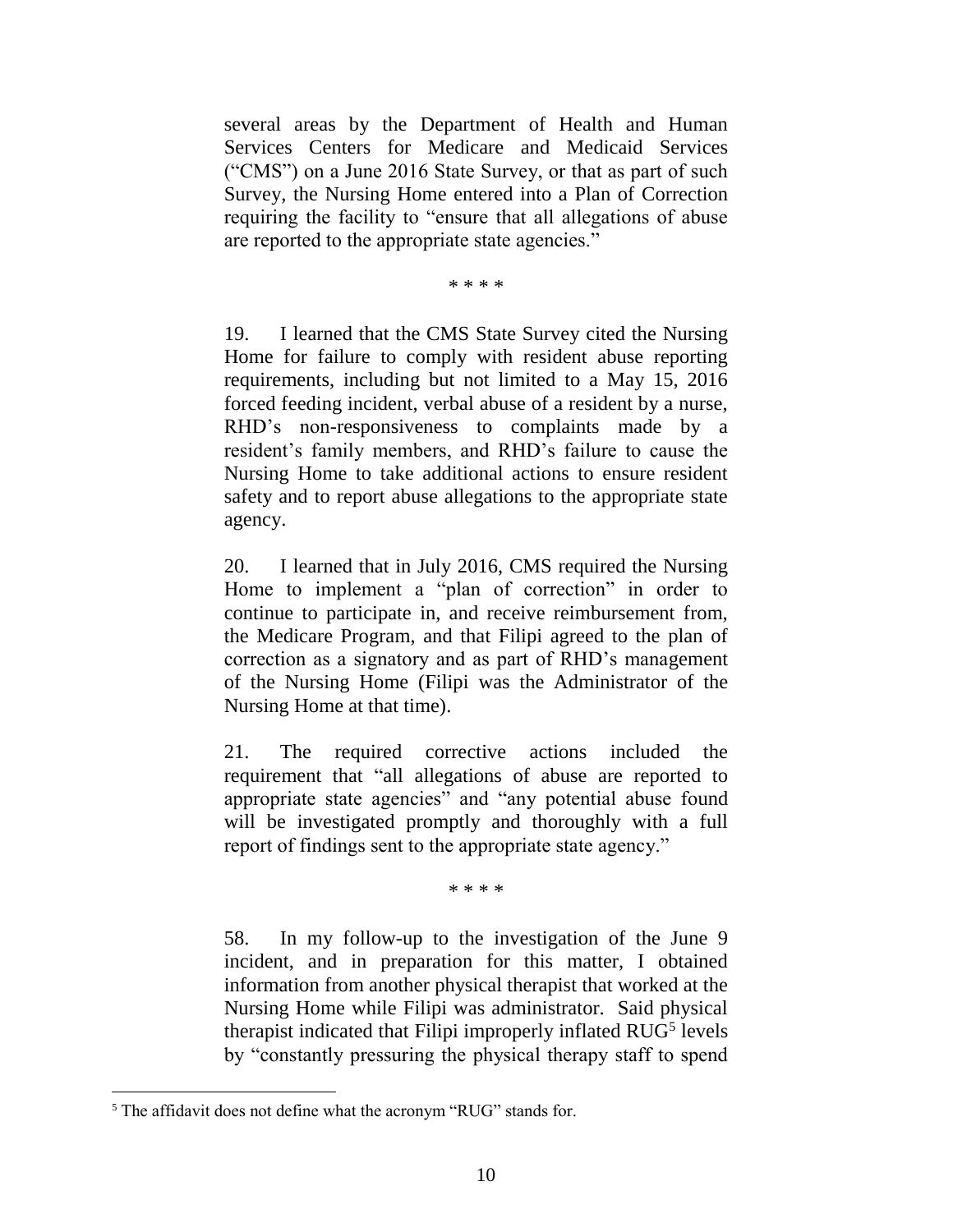several areas by the Department of Health and Human Services Centers for Medicare and Medicaid Services ("CMS") on a June 2016 State Survey, or that as part of such Survey, the Nursing Home entered into a Plan of Correction requiring the facility to "ensure that all allegations of abuse are reported to the appropriate state agencies."

\* \* \* \*

19. I learned that the CMS State Survey cited the Nursing Home for failure to comply with resident abuse reporting requirements, including but not limited to a May 15, 2016 forced feeding incident, verbal abuse of a resident by a nurse, RHD's non-responsiveness to complaints made by a resident's family members, and RHD's failure to cause the Nursing Home to take additional actions to ensure resident safety and to report abuse allegations to the appropriate state agency.

20. I learned that in July 2016, CMS required the Nursing Home to implement a "plan of correction" in order to continue to participate in, and receive reimbursement from, the Medicare Program, and that Filipi agreed to the plan of correction as a signatory and as part of RHD's management of the Nursing Home (Filipi was the Administrator of the Nursing Home at that time).

21. The required corrective actions included the requirement that "all allegations of abuse are reported to appropriate state agencies" and "any potential abuse found will be investigated promptly and thoroughly with a full report of findings sent to the appropriate state agency."

\* \* \* \*

58. In my follow-up to the investigation of the June 9 incident, and in preparation for this matter, I obtained information from another physical therapist that worked at the Nursing Home while Filipi was administrator. Said physical therapist indicated that Filipi improperly inflated RUG[5] levels by "constantly pressuring the physical therapy staff to spend

[5] The affidavit does not define what the acronym "RUG" stands for.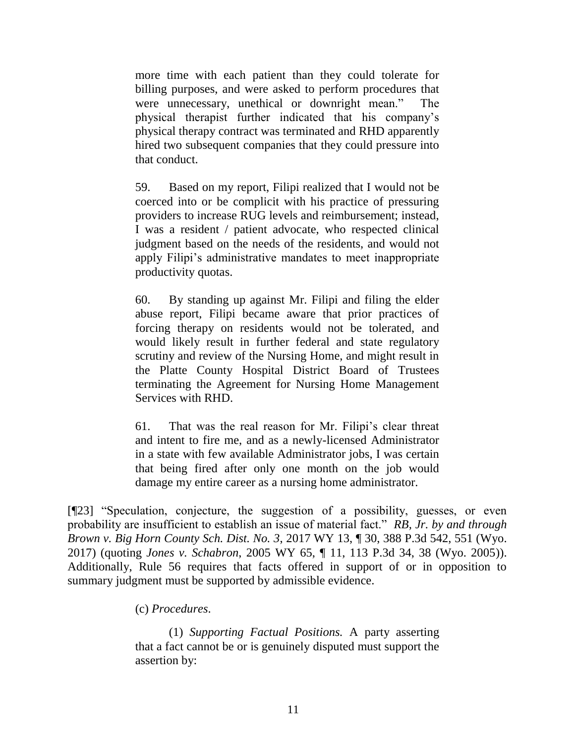> more time with each patient than they could tolerate for billing purposes, and were asked to perform procedures that were unnecessary, unethical or downright mean." The physical therapist further indicated that his company's physical therapy contract was terminated and RHD apparently hired two subsequent companies that they could pressure into that conduct.
>
> 59. Based on my report, Filipi realized that I would not be coerced into or be complicit with his practice of pressuring providers to increase RUG levels and reimbursement; instead, I was a resident / patient advocate, who respected clinical judgment based on the needs of the residents, and would not apply Filipi's administrative mandates to meet inappropriate productivity quotas.
>
> 60. By standing up against Mr. Filipi and filing the elder abuse report, Filipi became aware that prior practices of forcing therapy on residents would not be tolerated, and would likely result in further federal and state regulatory scrutiny and review of the Nursing Home, and might result in the Platte County Hospital District Board of Trustees terminating the Agreement for Nursing Home Management Services with RHD.
>
> 61. That was the real reason for Mr. Filipi's clear threat and intent to fire me, and as a newly-licensed Administrator in a state with few available Administrator jobs, I was certain that being fired after only one month on the job would damage my entire career as a nursing home administrator.

[¶23] "Speculation, conjecture, the suggestion of a possibility, guesses, or even probability are insufficient to establish an issue of material fact." *RB, Jr. by and through Brown v. Big Horn County Sch. Dist. No. 3*, 2017 WY 13, ¶ 30, 388 P.3d 542, 551 (Wyo. 2017) (quoting *Jones v. Schabron*, 2005 WY 65, ¶ 11, 113 P.3d 34, 38 (Wyo. 2005)). Additionally, Rule 56 requires that facts offered in support of or in opposition to summary judgment must be supported by admissible evidence.

> (c) *Procedures*.
>
> (1) *Supporting Factual Positions.* A party asserting that a fact cannot be or is genuinely disputed must support the assertion by: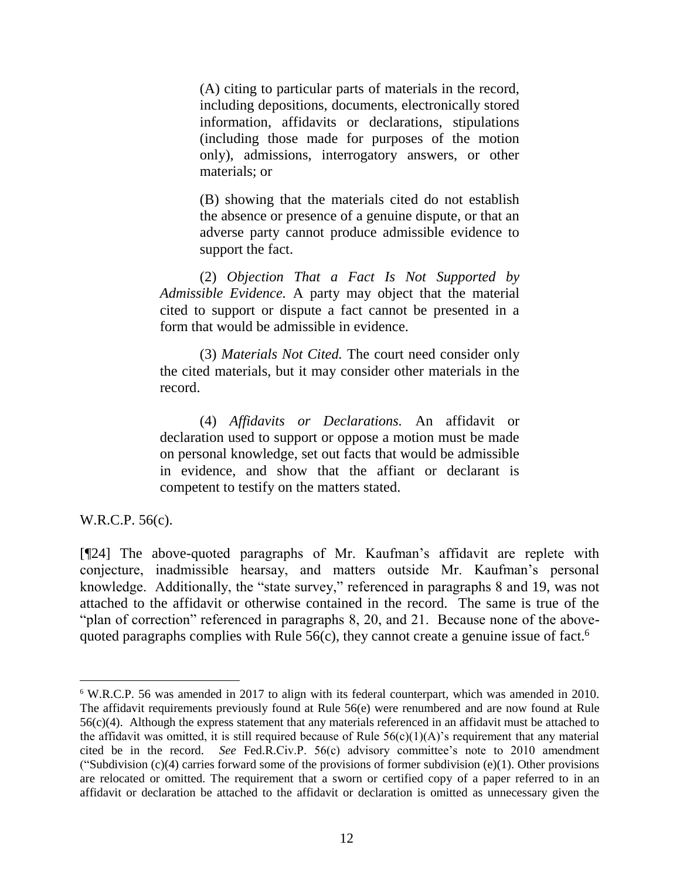> (A) citing to particular parts of materials in the record, including depositions, documents, electronically stored information, affidavits or declarations, stipulations (including those made for purposes of the motion only), admissions, interrogatory answers, or other materials; or
>
> (B) showing that the materials cited do not establish the absence or presence of a genuine dispute, or that an adverse party cannot produce admissible evidence to support the fact.
>
> (2) *Objection That a Fact Is Not Supported by Admissible Evidence.* A party may object that the material cited to support or dispute a fact cannot be presented in a form that would be admissible in evidence.
>
> (3) *Materials Not Cited.* The court need consider only the cited materials, but it may consider other materials in the record.
>
> (4) *Affidavits or Declarations.* An affidavit or declaration used to support or oppose a motion must be made on personal knowledge, set out facts that would be admissible in evidence, and show that the affiant or declarant is competent to testify on the matters stated.

W.R.C.P. 56(c).

[¶24] The above-quoted paragraphs of Mr. Kaufman's affidavit are replete with conjecture, inadmissible hearsay, and matters outside Mr. Kaufman's personal knowledge. Additionally, the "state survey," referenced in paragraphs 8 and 19, was not attached to the affidavit or otherwise contained in the record. The same is true of the "plan of correction" referenced in paragraphs 8, 20, and 21. Because none of the above-quoted paragraphs complies with Rule 56(c), they cannot create a genuine issue of fact.[6]

---

[6] W.R.C.P. 56 was amended in 2017 to align with its federal counterpart, which was amended in 2010. The affidavit requirements previously found at Rule 56(e) were renumbered and are now found at Rule 56(c)(4). Although the express statement that any materials referenced in an affidavit must be attached to the affidavit was omitted, it is still required because of Rule 56(c)(1)(A)'s requirement that any material cited be in the record. *See* Fed.R.Civ.P. 56(c) advisory committee's note to 2010 amendment ("Subdivision (c)(4) carries forward some of the provisions of former subdivision (e)(1). Other provisions are relocated or omitted. The requirement that a sworn or certified copy of a paper referred to in an affidavit or declaration be attached to the affidavit or declaration is omitted as unnecessary given the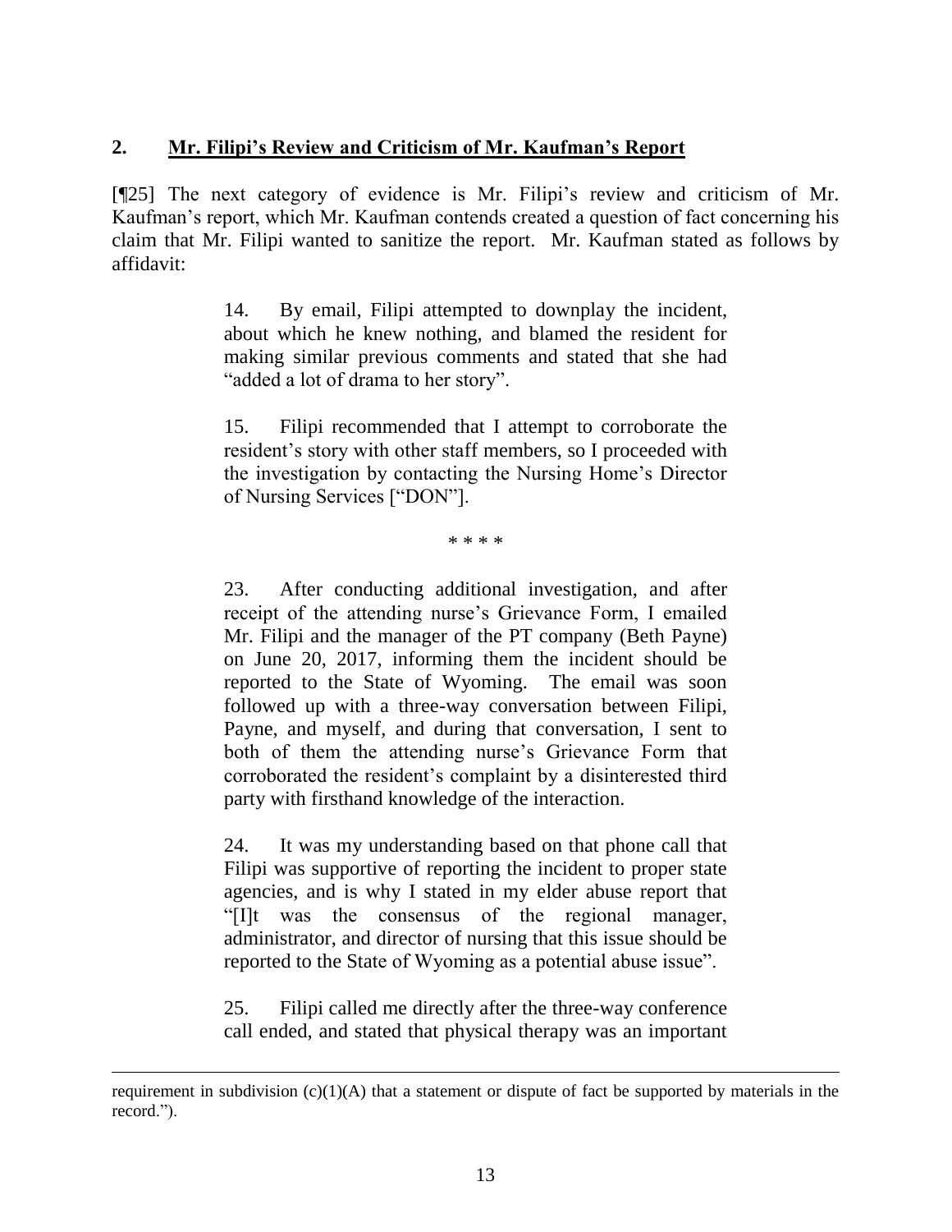## 2. Mr. Filipi's Review and Criticism of Mr. Kaufman's Report

[¶25] The next category of evidence is Mr. Filipi's review and criticism of Mr. Kaufman's report, which Mr. Kaufman contends created a question of fact concerning his claim that Mr. Filipi wanted to sanitize the report. Mr. Kaufman stated as follows by affidavit:

> 14. By email, Filipi attempted to downplay the incident, about which he knew nothing, and blamed the resident for making similar previous comments and stated that she had "added a lot of drama to her story".
>
> 15. Filipi recommended that I attempt to corroborate the resident's story with other staff members, so I proceeded with the investigation by contacting the Nursing Home's Director of Nursing Services ["DON"].
>
> \* \* \* \*
>
> 23. After conducting additional investigation, and after receipt of the attending nurse's Grievance Form, I emailed Mr. Filipi and the manager of the PT company (Beth Payne) on June 20, 2017, informing them the incident should be reported to the State of Wyoming. The email was soon followed up with a three-way conversation between Filipi, Payne, and myself, and during that conversation, I sent to both of them the attending nurse's Grievance Form that corroborated the resident's complaint by a disinterested third party with firsthand knowledge of the interaction.
>
> 24. It was my understanding based on that phone call that Filipi was supportive of reporting the incident to proper state agencies, and is why I stated in my elder abuse report that "[I]t was the consensus of the regional manager, administrator, and director of nursing that this issue should be reported to the State of Wyoming as a potential abuse issue".
>
> 25. Filipi called me directly after the three-way conference call ended, and stated that physical therapy was an important

---

requirement in subdivision (c)(1)(A) that a statement or dispute of fact be supported by materials in the record.").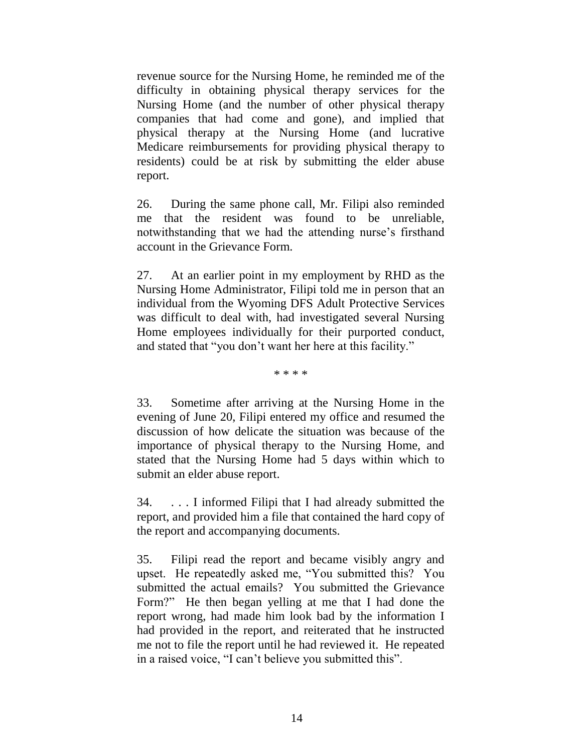revenue source for the Nursing Home, he reminded me of the difficulty in obtaining physical therapy services for the Nursing Home (and the number of other physical therapy companies that had come and gone), and implied that physical therapy at the Nursing Home (and lucrative Medicare reimbursements for providing physical therapy to residents) could be at risk by submitting the elder abuse report.

26. During the same phone call, Mr. Filipi also reminded me that the resident was found to be unreliable, notwithstanding that we had the attending nurse's firsthand account in the Grievance Form.

27. At an earlier point in my employment by RHD as the Nursing Home Administrator, Filipi told me in person that an individual from the Wyoming DFS Adult Protective Services was difficult to deal with, had investigated several Nursing Home employees individually for their purported conduct, and stated that "you don't want her here at this facility."

\* \* \* \*

33. Sometime after arriving at the Nursing Home in the evening of June 20, Filipi entered my office and resumed the discussion of how delicate the situation was because of the importance of physical therapy to the Nursing Home, and stated that the Nursing Home had 5 days within which to submit an elder abuse report.

34. . . . I informed Filipi that I had already submitted the report, and provided him a file that contained the hard copy of the report and accompanying documents.

35. Filipi read the report and became visibly angry and upset. He repeatedly asked me, "You submitted this? You submitted the actual emails? You submitted the Grievance Form?" He then began yelling at me that I had done the report wrong, had made him look bad by the information I had provided in the report, and reiterated that he instructed me not to file the report until he had reviewed it. He repeated in a raised voice, "I can't believe you submitted this".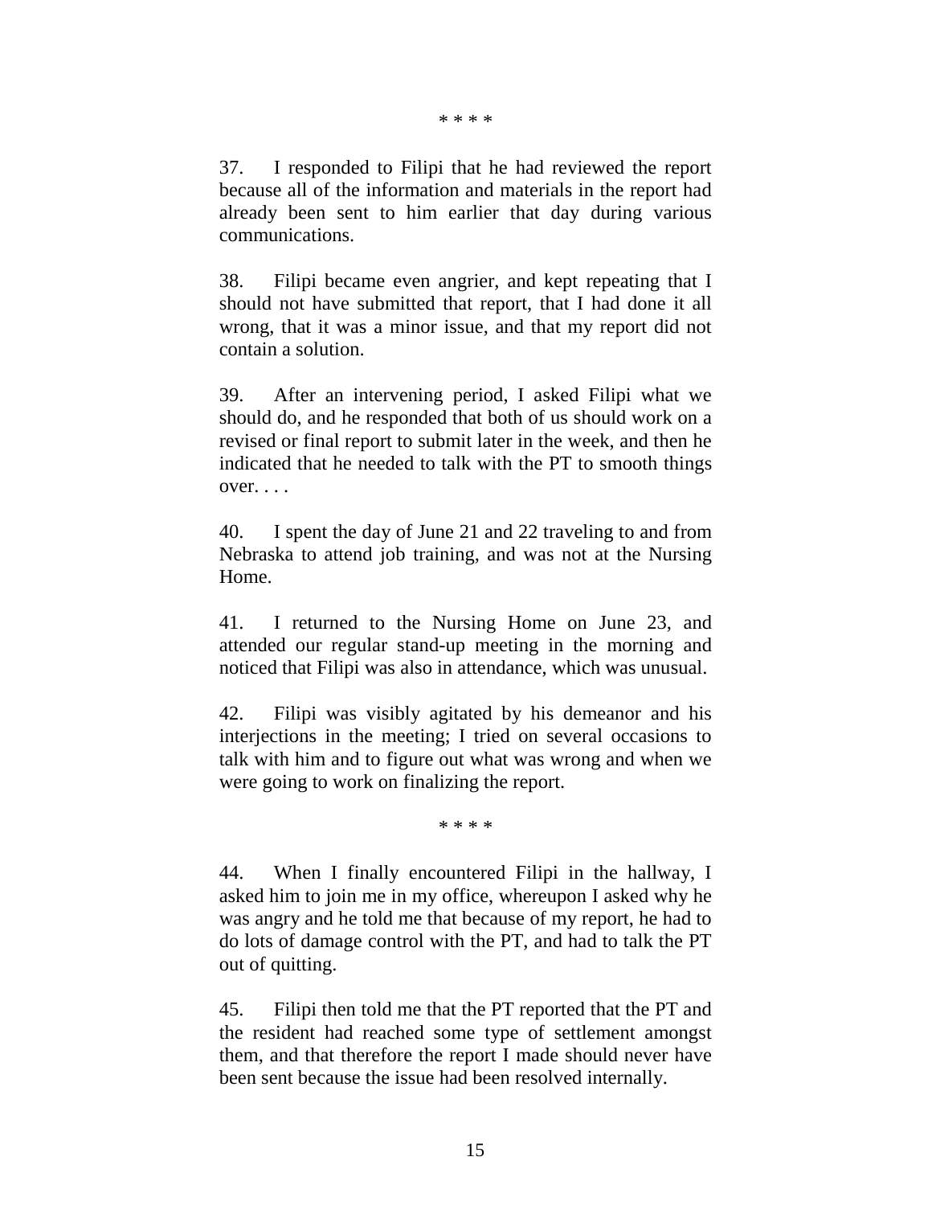\* \* \* \*

37. I responded to Filipi that he had reviewed the report because all of the information and materials in the report had already been sent to him earlier that day during various communications.

38. Filipi became even angrier, and kept repeating that I should not have submitted that report, that I had done it all wrong, that it was a minor issue, and that my report did not contain a solution.

39. After an intervening period, I asked Filipi what we should do, and he responded that both of us should work on a revised or final report to submit later in the week, and then he indicated that he needed to talk with the PT to smooth things over. . . .

40. I spent the day of June 21 and 22 traveling to and from Nebraska to attend job training, and was not at the Nursing Home.

41. I returned to the Nursing Home on June 23, and attended our regular stand-up meeting in the morning and noticed that Filipi was also in attendance, which was unusual.

42. Filipi was visibly agitated by his demeanor and his interjections in the meeting; I tried on several occasions to talk with him and to figure out what was wrong and when we were going to work on finalizing the report.

\* \* \* \*

44. When I finally encountered Filipi in the hallway, I asked him to join me in my office, whereupon I asked why he was angry and he told me that because of my report, he had to do lots of damage control with the PT, and had to talk the PT out of quitting.

45. Filipi then told me that the PT reported that the PT and the resident had reached some type of settlement amongst them, and that therefore the report I made should never have been sent because the issue had been resolved internally.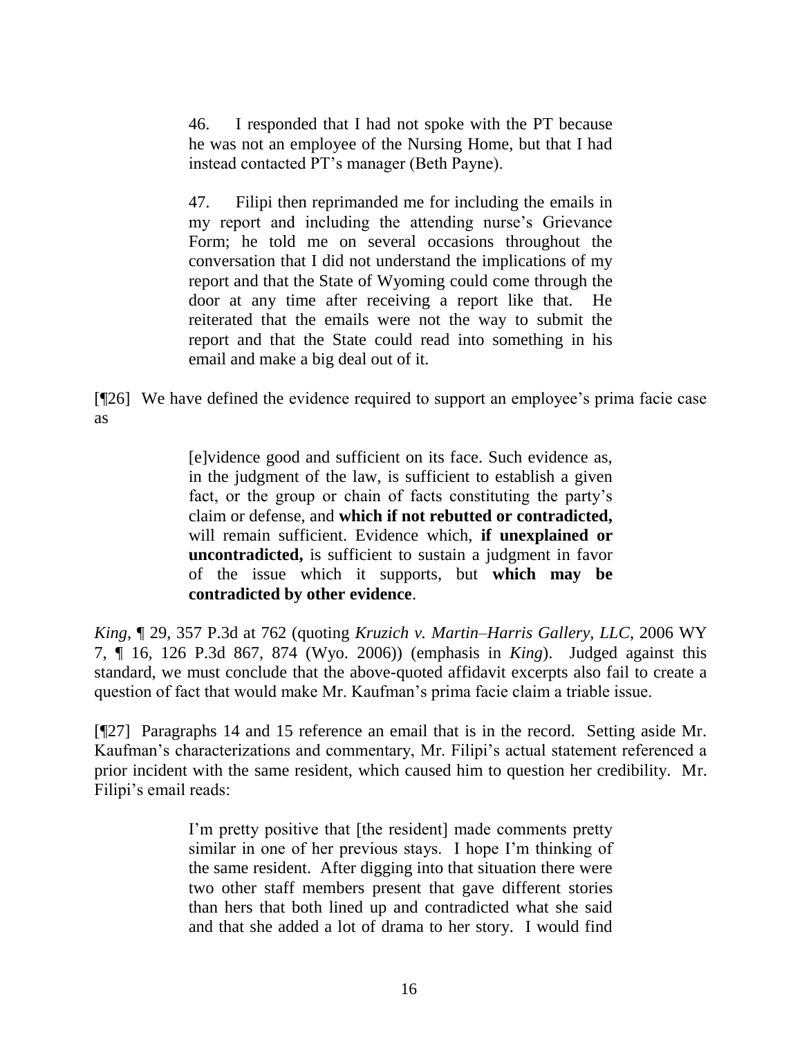> 46. I responded that I had not spoke with the PT because he was not an employee of the Nursing Home, but that I had instead contacted PT's manager (Beth Payne).
>
> 47. Filipi then reprimanded me for including the emails in my report and including the attending nurse's Grievance Form; he told me on several occasions throughout the conversation that I did not understand the implications of my report and that the State of Wyoming could come through the door at any time after receiving a report like that. He reiterated that the emails were not the way to submit the report and that the State could read into something in his email and make a big deal out of it.

[¶26] We have defined the evidence required to support an employee's prima facie case as

> [e]vidence good and sufficient on its face. Such evidence as, in the judgment of the law, is sufficient to establish a given fact, or the group or chain of facts constituting the party's claim or defense, and **which if not rebutted or contradicted,** will remain sufficient. Evidence which, **if unexplained or uncontradicted,** is sufficient to sustain a judgment in favor of the issue which it supports, but **which may be contradicted by other evidence**.

*King*, ¶ 29, 357 P.3d at 762 (quoting *Kruzich v. Martin–Harris Gallery, LLC*, 2006 WY 7, ¶ 16, 126 P.3d 867, 874 (Wyo. 2006)) (emphasis in *King*). Judged against this standard, we must conclude that the above-quoted affidavit excerpts also fail to create a question of fact that would make Mr. Kaufman's prima facie claim a triable issue.

[¶27] Paragraphs 14 and 15 reference an email that is in the record. Setting aside Mr. Kaufman's characterizations and commentary, Mr. Filipi's actual statement referenced a prior incident with the same resident, which caused him to question her credibility. Mr. Filipi's email reads:

> I'm pretty positive that [the resident] made comments pretty similar in one of her previous stays. I hope I'm thinking of the same resident. After digging into that situation there were two other staff members present that gave different stories than hers that both lined up and contradicted what she said and that she added a lot of drama to her story. I would find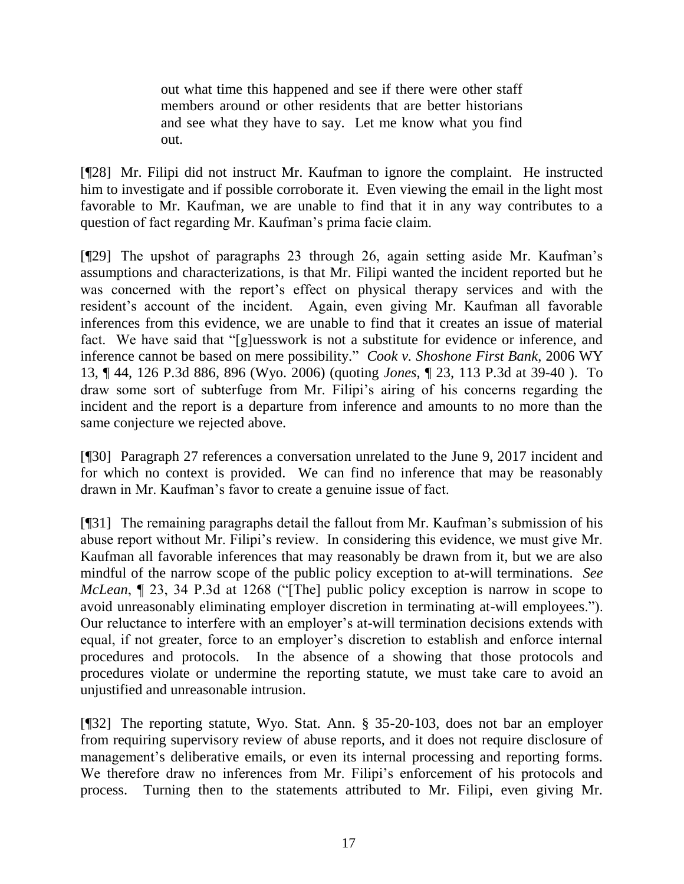> out what time this happened and see if there were other staff members around or other residents that are better historians and see what they have to say. Let me know what you find out.

[¶28] Mr. Filipi did not instruct Mr. Kaufman to ignore the complaint. He instructed him to investigate and if possible corroborate it. Even viewing the email in the light most favorable to Mr. Kaufman, we are unable to find that it in any way contributes to a question of fact regarding Mr. Kaufman's prima facie claim.

[¶29] The upshot of paragraphs 23 through 26, again setting aside Mr. Kaufman's assumptions and characterizations, is that Mr. Filipi wanted the incident reported but he was concerned with the report's effect on physical therapy services and with the resident's account of the incident. Again, even giving Mr. Kaufman all favorable inferences from this evidence, we are unable to find that it creates an issue of material fact. We have said that "[g]uesswork is not a substitute for evidence or inference, and inference cannot be based on mere possibility." *Cook v. Shoshone First Bank*, 2006 WY 13, ¶ 44, 126 P.3d 886, 896 (Wyo. 2006) (quoting *Jones*, ¶ 23, 113 P.3d at 39-40 ). To draw some sort of subterfuge from Mr. Filipi's airing of his concerns regarding the incident and the report is a departure from inference and amounts to no more than the same conjecture we rejected above.

[¶30] Paragraph 27 references a conversation unrelated to the June 9, 2017 incident and for which no context is provided. We can find no inference that may be reasonably drawn in Mr. Kaufman's favor to create a genuine issue of fact.

[¶31] The remaining paragraphs detail the fallout from Mr. Kaufman's submission of his abuse report without Mr. Filipi's review. In considering this evidence, we must give Mr. Kaufman all favorable inferences that may reasonably be drawn from it, but we are also mindful of the narrow scope of the public policy exception to at-will terminations. *See McLean*, ¶ 23, 34 P.3d at 1268 ("[The] public policy exception is narrow in scope to avoid unreasonably eliminating employer discretion in terminating at-will employees."). Our reluctance to interfere with an employer's at-will termination decisions extends with equal, if not greater, force to an employer's discretion to establish and enforce internal procedures and protocols. In the absence of a showing that those protocols and procedures violate or undermine the reporting statute, we must take care to avoid an unjustified and unreasonable intrusion.

[¶32] The reporting statute, Wyo. Stat. Ann. § 35-20-103, does not bar an employer from requiring supervisory review of abuse reports, and it does not require disclosure of management's deliberative emails, or even its internal processing and reporting forms. We therefore draw no inferences from Mr. Filipi's enforcement of his protocols and process. Turning then to the statements attributed to Mr. Filipi, even giving Mr.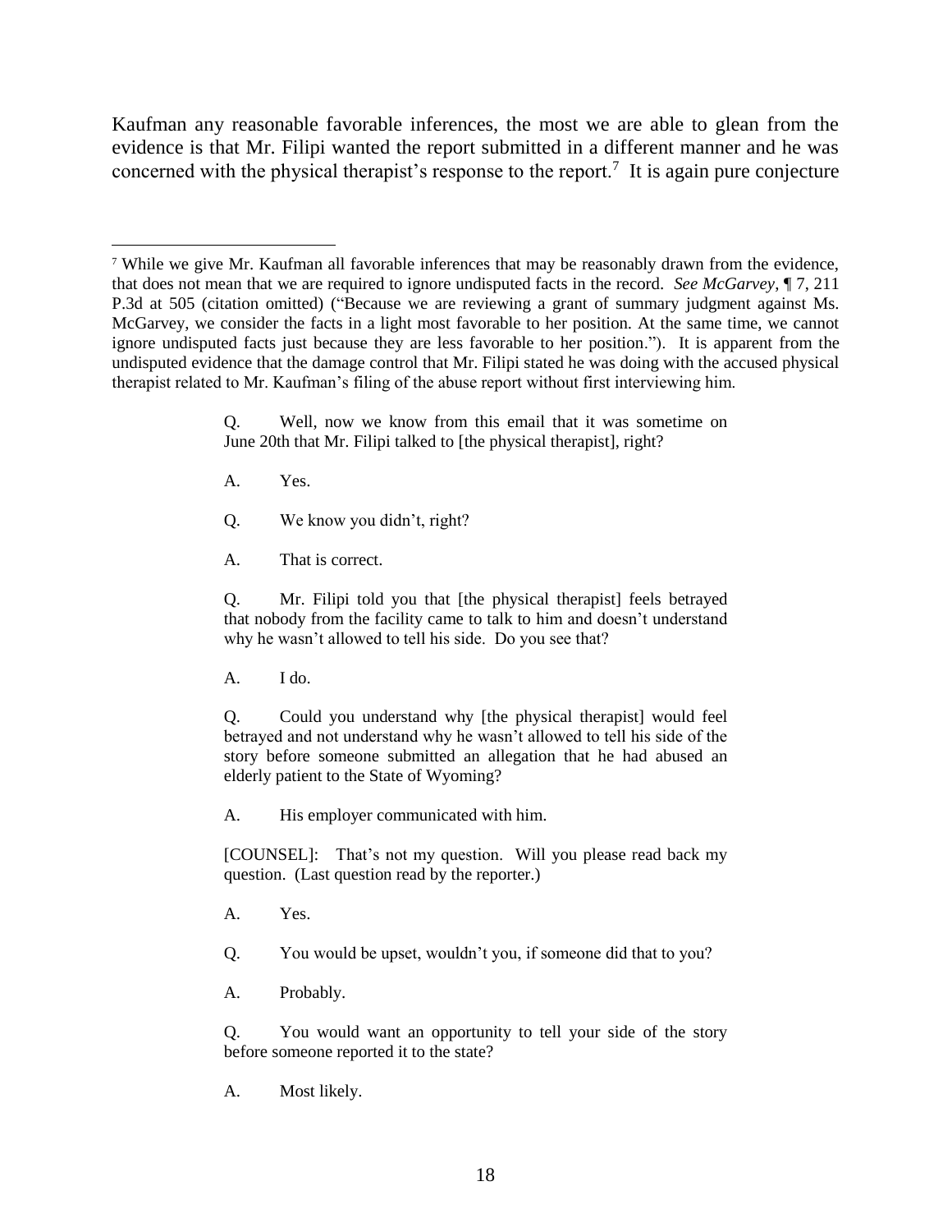Kaufman any reasonable favorable inferences, the most we are able to glean from the evidence is that Mr. Filipi wanted the report submitted in a different manner and he was concerned with the physical therapist's response to the report.[7] It is again pure conjecture

> Q. Well, now we know from this email that it was sometime on June 20th that Mr. Filipi talked to [the physical therapist], right?
>
> A. Yes.
>
> Q. We know you didn't, right?
>
> A. That is correct.
>
> Q. Mr. Filipi told you that [the physical therapist] feels betrayed that nobody from the facility came to talk to him and doesn't understand why he wasn't allowed to tell his side. Do you see that?
>
> A. I do.
>
> Q. Could you understand why [the physical therapist] would feel betrayed and not understand why he wasn't allowed to tell his side of the story before someone submitted an allegation that he had abused an elderly patient to the State of Wyoming?
>
> A. His employer communicated with him.
>
> [COUNSEL]: That's not my question. Will you please read back my question. (Last question read by the reporter.)
>
> A. Yes.
>
> Q. You would be upset, wouldn't you, if someone did that to you?
>
> A. Probably.
>
> Q. You would want an opportunity to tell your side of the story before someone reported it to the state?
>
> A. Most likely.

---

[7] While we give Mr. Kaufman all favorable inferences that may be reasonably drawn from the evidence, that does not mean that we are required to ignore undisputed facts in the record. *See McGarvey*, ¶ 7, 211 P.3d at 505 (citation omitted) ("Because we are reviewing a grant of summary judgment against Ms. McGarvey, we consider the facts in a light most favorable to her position. At the same time, we cannot ignore undisputed facts just because they are less favorable to her position."). It is apparent from the undisputed evidence that the damage control that Mr. Filipi stated he was doing with the accused physical therapist related to Mr. Kaufman's filing of the abuse report without first interviewing him.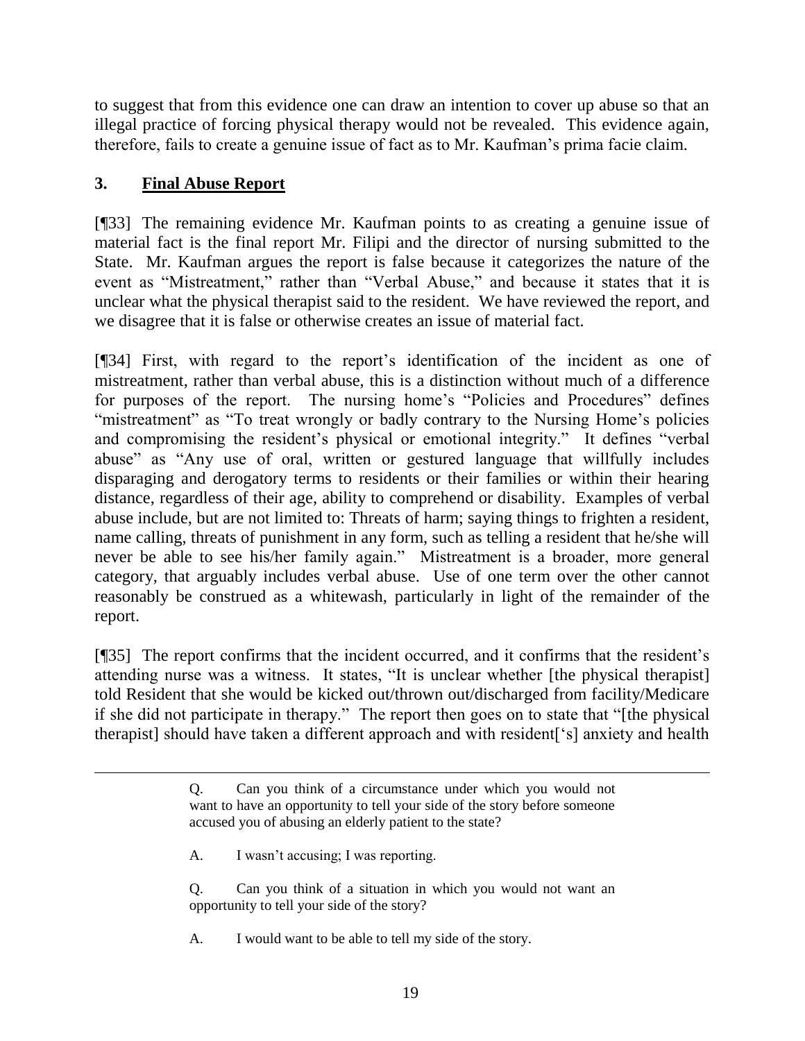to suggest that from this evidence one can draw an intention to cover up abuse so that an illegal practice of forcing physical therapy would not be revealed. This evidence again, therefore, fails to create a genuine issue of fact as to Mr. Kaufman's prima facie claim.

### 3. **Final Abuse Report**

[¶33] The remaining evidence Mr. Kaufman points to as creating a genuine issue of material fact is the final report Mr. Filipi and the director of nursing submitted to the State. Mr. Kaufman argues the report is false because it categorizes the nature of the event as "Mistreatment," rather than "Verbal Abuse," and because it states that it is unclear what the physical therapist said to the resident. We have reviewed the report, and we disagree that it is false or otherwise creates an issue of material fact.

[¶34] First, with regard to the report's identification of the incident as one of mistreatment, rather than verbal abuse, this is a distinction without much of a difference for purposes of the report. The nursing home's "Policies and Procedures" defines "mistreatment" as "To treat wrongly or badly contrary to the Nursing Home's policies and compromising the resident's physical or emotional integrity." It defines "verbal abuse" as "Any use of oral, written or gestured language that willfully includes disparaging and derogatory terms to residents or their families or within their hearing distance, regardless of their age, ability to comprehend or disability. Examples of verbal abuse include, but are not limited to: Threats of harm; saying things to frighten a resident, name calling, threats of punishment in any form, such as telling a resident that he/she will never be able to see his/her family again." Mistreatment is a broader, more general category, that arguably includes verbal abuse. Use of one term over the other cannot reasonably be construed as a whitewash, particularly in light of the remainder of the report.

[¶35] The report confirms that the incident occurred, and it confirms that the resident's attending nurse was a witness. It states, "It is unclear whether [the physical therapist] told Resident that she would be kicked out/thrown out/discharged from facility/Medicare if she did not participate in therapy." The report then goes on to state that "[the physical therapist] should have taken a different approach and with resident['s] anxiety and health

---

> Q. Can you think of a circumstance under which you would not want to have an opportunity to tell your side of the story before someone accused you of abusing an elderly patient to the state?
>
> A. I wasn't accusing; I was reporting.
>
> Q. Can you think of a situation in which you would not want an opportunity to tell your side of the story?
>
> A. I would want to be able to tell my side of the story.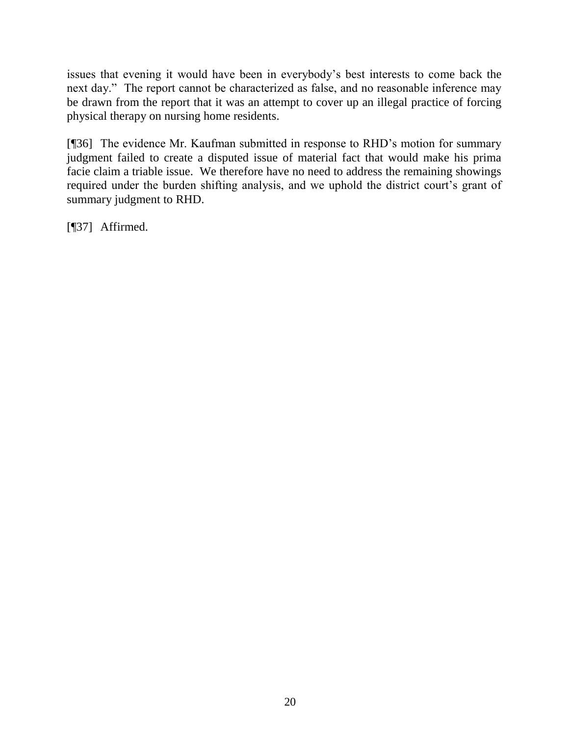issues that evening it would have been in everybody's best interests to come back the next day." The report cannot be characterized as false, and no reasonable inference may be drawn from the report that it was an attempt to cover up an illegal practice of forcing physical therapy on nursing home residents.

[¶36] The evidence Mr. Kaufman submitted in response to RHD's motion for summary judgment failed to create a disputed issue of material fact that would make his prima facie claim a triable issue. We therefore have no need to address the remaining showings required under the burden shifting analysis, and we uphold the district court's grant of summary judgment to RHD.

[¶37] Affirmed.